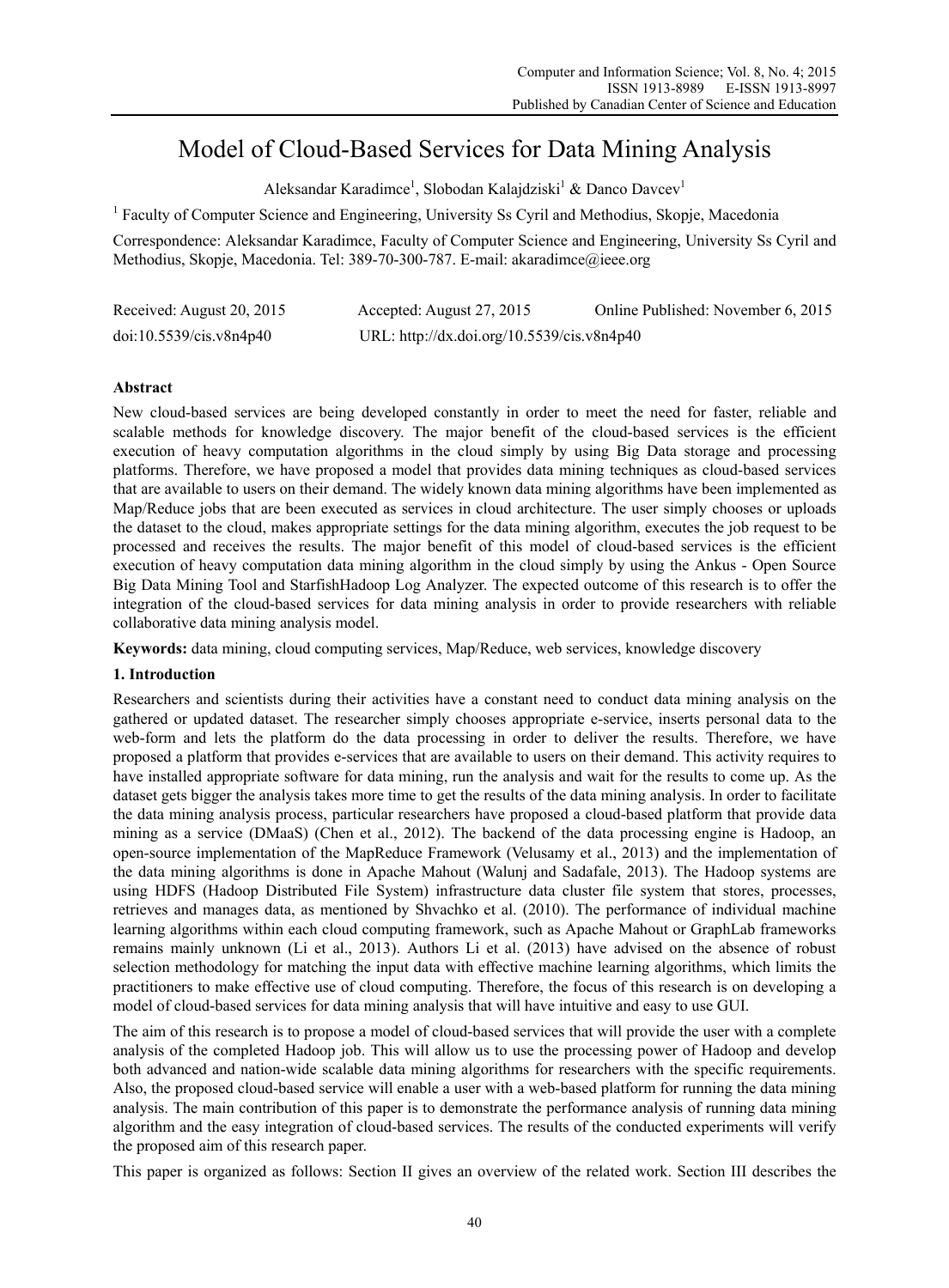# Model of Cloud-Based Services for Data Mining Analysis

Aleksandar Karadimce[1], Slobodan Kalajdziski[1] & Danco Davcev[1]

[1] Faculty of Computer Science and Engineering, University Ss Cyril and Methodius, Skopje, Macedonia

Correspondence: Aleksandar Karadimce, Faculty of Computer Science and Engineering, University Ss Cyril and Methodius, Skopje, Macedonia. Tel: 389-70-300-787. E-mail: akaradimce@ieee.org

Received: August 20, 2015 Accepted: August 27, 2015 Online Published: November 6, 2015

doi:10.5539/cis.v8n4p40 URL: http://dx.doi.org/10.5539/cis.v8n4p40

## Abstract

New cloud-based services are being developed constantly in order to meet the need for faster, reliable and scalable methods for knowledge discovery. The major benefit of the cloud-based services is the efficient execution of heavy computation algorithms in the cloud simply by using Big Data storage and processing platforms. Therefore, we have proposed a model that provides data mining techniques as cloud-based services that are available to users on their demand. The widely known data mining algorithms have been implemented as Map/Reduce jobs that are been executed as services in cloud architecture. The user simply chooses or uploads the dataset to the cloud, makes appropriate settings for the data mining algorithm, executes the job request to be processed and receives the results. The major benefit of this model of cloud-based services is the efficient execution of heavy computation data mining algorithm in the cloud simply by using the Ankus - Open Source Big Data Mining Tool and StarfishHadoop Log Analyzer. The expected outcome of this research is to offer the integration of the cloud-based services for data mining analysis in order to provide researchers with reliable collaborative data mining analysis model.

**Keywords:** data mining, cloud computing services, Map/Reduce, web services, knowledge discovery

## 1. Introduction

Researchers and scientists during their activities have a constant need to conduct data mining analysis on the gathered or updated dataset. The researcher simply chooses appropriate e-service, inserts personal data to the web-form and lets the platform do the data processing in order to deliver the results. Therefore, we have proposed a platform that provides e-services that are available to users on their demand. This activity requires to have installed appropriate software for data mining, run the analysis and wait for the results to come up. As the dataset gets bigger the analysis takes more time to get the results of the data mining analysis. In order to facilitate the data mining analysis process, particular researchers have proposed a cloud-based platform that provide data mining as a service (DMaaS) (Chen et al., 2012). The backend of the data processing engine is Hadoop, an open-source implementation of the MapReduce Framework (Velusamy et al., 2013) and the implementation of the data mining algorithms is done in Apache Mahout (Walunj and Sadafale, 2013). The Hadoop systems are using HDFS (Hadoop Distributed File System) infrastructure data cluster file system that stores, processes, retrieves and manages data, as mentioned by Shvachko et al. (2010). The performance of individual machine learning algorithms within each cloud computing framework, such as Apache Mahout or GraphLab frameworks remains mainly unknown (Li et al., 2013). Authors Li et al. (2013) have advised on the absence of robust selection methodology for matching the input data with effective machine learning algorithms, which limits the practitioners to make effective use of cloud computing. Therefore, the focus of this research is on developing a model of cloud-based services for data mining analysis that will have intuitive and easy to use GUI.

The aim of this research is to propose a model of cloud-based services that will provide the user with a complete analysis of the completed Hadoop job. This will allow us to use the processing power of Hadoop and develop both advanced and nation-wide scalable data mining algorithms for researchers with the specific requirements. Also, the proposed cloud-based service will enable a user with a web-based platform for running the data mining analysis. The main contribution of this paper is to demonstrate the performance analysis of running data mining algorithm and the easy integration of cloud-based services. The results of the conducted experiments will verify the proposed aim of this research paper.

This paper is organized as follows: Section II gives an overview of the related work. Section III describes the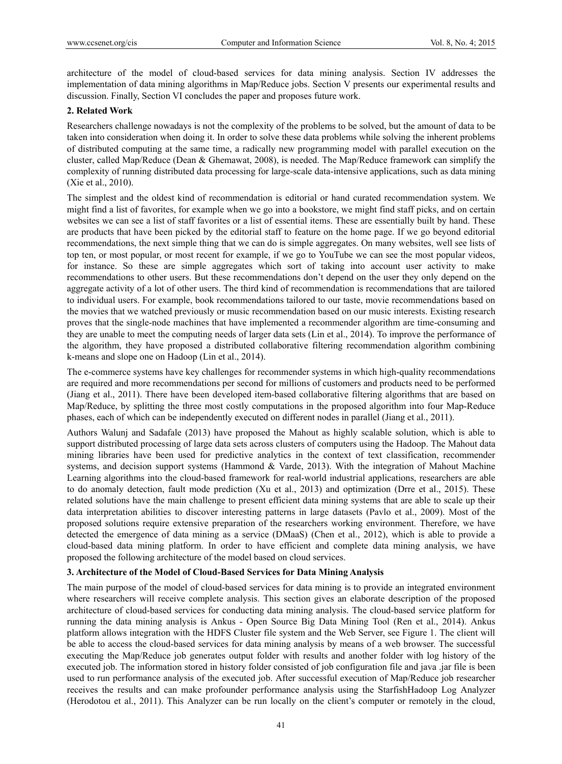architecture of the model of cloud-based services for data mining analysis. Section IV addresses the implementation of data mining algorithms in Map/Reduce jobs. Section V presents our experimental results and discussion. Finally, Section VI concludes the paper and proposes future work.

## 2. Related Work

Researchers challenge nowadays is not the complexity of the problems to be solved, but the amount of data to be taken into consideration when doing it. In order to solve these data problems while solving the inherent problems of distributed computing at the same time, a radically new programming model with parallel execution on the cluster, called Map/Reduce (Dean & Ghemawat, 2008), is needed. The Map/Reduce framework can simplify the complexity of running distributed data processing for large-scale data-intensive applications, such as data mining (Xie et al., 2010).

The simplest and the oldest kind of recommendation is editorial or hand curated recommendation system. We might find a list of favorites, for example when we go into a bookstore, we might find staff picks, and on certain websites we can see a list of staff favorites or a list of essential items. These are essentially built by hand. These are products that have been picked by the editorial staff to feature on the home page. If we go beyond editorial recommendations, the next simple thing that we can do is simple aggregates. On many websites, well see lists of top ten, or most popular, or most recent for example, if we go to YouTube we can see the most popular videos, for instance. So these are simple aggregates which sort of taking into account user activity to make recommendations to other users. But these recommendations don't depend on the user they only depend on the aggregate activity of a lot of other users. The third kind of recommendation is recommendations that are tailored to individual users. For example, book recommendations tailored to our taste, movie recommendations based on the movies that we watched previously or music recommendation based on our music interests. Existing research proves that the single-node machines that have implemented a recommender algorithm are time-consuming and they are unable to meet the computing needs of larger data sets (Lin et al., 2014). To improve the performance of the algorithm, they have proposed a distributed collaborative filtering recommendation algorithm combining k-means and slope one on Hadoop (Lin et al., 2014).

The e-commerce systems have key challenges for recommender systems in which high-quality recommendations are required and more recommendations per second for millions of customers and products need to be performed (Jiang et al., 2011). There have been developed item-based collaborative filtering algorithms that are based on Map/Reduce, by splitting the three most costly computations in the proposed algorithm into four Map-Reduce phases, each of which can be independently executed on different nodes in parallel (Jiang et al., 2011).

Authors Walunj and Sadafale (2013) have proposed the Mahout as highly scalable solution, which is able to support distributed processing of large data sets across clusters of computers using the Hadoop. The Mahout data mining libraries have been used for predictive analytics in the context of text classification, recommender systems, and decision support systems (Hammond & Varde, 2013). With the integration of Mahout Machine Learning algorithms into the cloud-based framework for real-world industrial applications, researchers are able to do anomaly detection, fault mode prediction (Xu et al., 2013) and optimization (Drre et al., 2015). These related solutions have the main challenge to present efficient data mining systems that are able to scale up their data interpretation abilities to discover interesting patterns in large datasets (Pavlo et al., 2009). Most of the proposed solutions require extensive preparation of the researchers working environment. Therefore, we have detected the emergence of data mining as a service (DMaaS) (Chen et al., 2012), which is able to provide a cloud-based data mining platform. In order to have efficient and complete data mining analysis, we have proposed the following architecture of the model based on cloud services.

## 3. Architecture of the Model of Cloud-Based Services for Data Mining Analysis

The main purpose of the model of cloud-based services for data mining is to provide an integrated environment where researchers will receive complete analysis. This section gives an elaborate description of the proposed architecture of cloud-based services for conducting data mining analysis. The cloud-based service platform for running the data mining analysis is Ankus - Open Source Big Data Mining Tool (Ren et al., 2014). Ankus platform allows integration with the HDFS Cluster file system and the Web Server, see Figure 1. The client will be able to access the cloud-based services for data mining analysis by means of a web browser. The successful executing the Map/Reduce job generates output folder with results and another folder with log history of the executed job. The information stored in history folder consisted of job configuration file and java .jar file is been used to run performance analysis of the executed job. After successful execution of Map/Reduce job researcher receives the results and can make profounder performance analysis using the StarfishHadoop Log Analyzer (Herodotou et al., 2011). This Analyzer can be run locally on the client's computer or remotely in the cloud,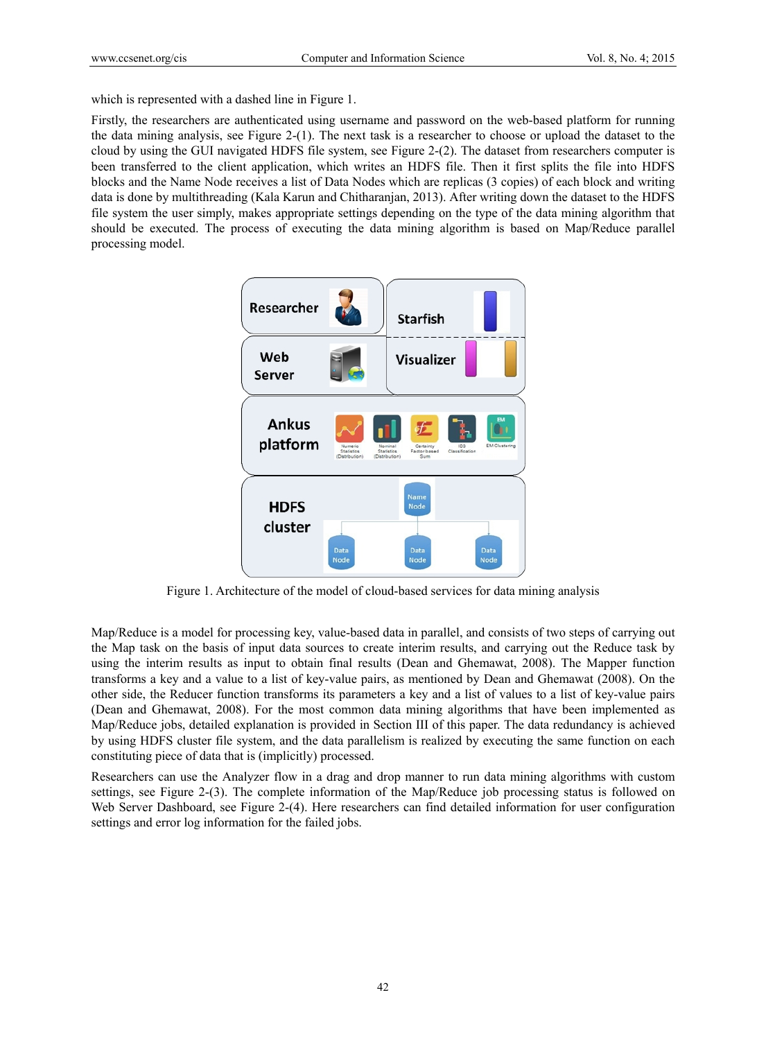which is represented with a dashed line in Figure 1.

Firstly, the researchers are authenticated using username and password on the web-based platform for running the data mining analysis, see Figure 2-(1). The next task is a researcher to choose or upload the dataset to the cloud by using the GUI navigated HDFS file system, see Figure 2-(2). The dataset from researchers computer is been transferred to the client application, which writes an HDFS file. Then it first splits the file into HDFS blocks and the Name Node receives a list of Data Nodes which are replicas (3 copies) of each block and writing data is done by multithreading (Kala Karun and Chitharanjan, 2013). After writing down the dataset to the HDFS file system the user simply, makes appropriate settings depending on the type of the data mining algorithm that should be executed. The process of executing the data mining algorithm is based on Map/Reduce parallel processing model.

Figure 1. Architecture of the model of cloud-based services for data mining analysis

Map/Reduce is a model for processing key, value-based data in parallel, and consists of two steps of carrying out the Map task on the basis of input data sources to create interim results, and carrying out the Reduce task by using the interim results as input to obtain final results (Dean and Ghemawat, 2008). The Mapper function transforms a key and a value to a list of key-value pairs, as mentioned by Dean and Ghemawat (2008). On the other side, the Reducer function transforms its parameters a key and a list of values to a list of key-value pairs (Dean and Ghemawat, 2008). For the most common data mining algorithms that have been implemented as Map/Reduce jobs, detailed explanation is provided in Section III of this paper. The data redundancy is achieved by using HDFS cluster file system, and the data parallelism is realized by executing the same function on each constituting piece of data that is (implicitly) processed.

Researchers can use the Analyzer flow in a drag and drop manner to run data mining algorithms with custom settings, see Figure 2-(3). The complete information of the Map/Reduce job processing status is followed on Web Server Dashboard, see Figure 2-(4). Here researchers can find detailed information for user configuration settings and error log information for the failed jobs.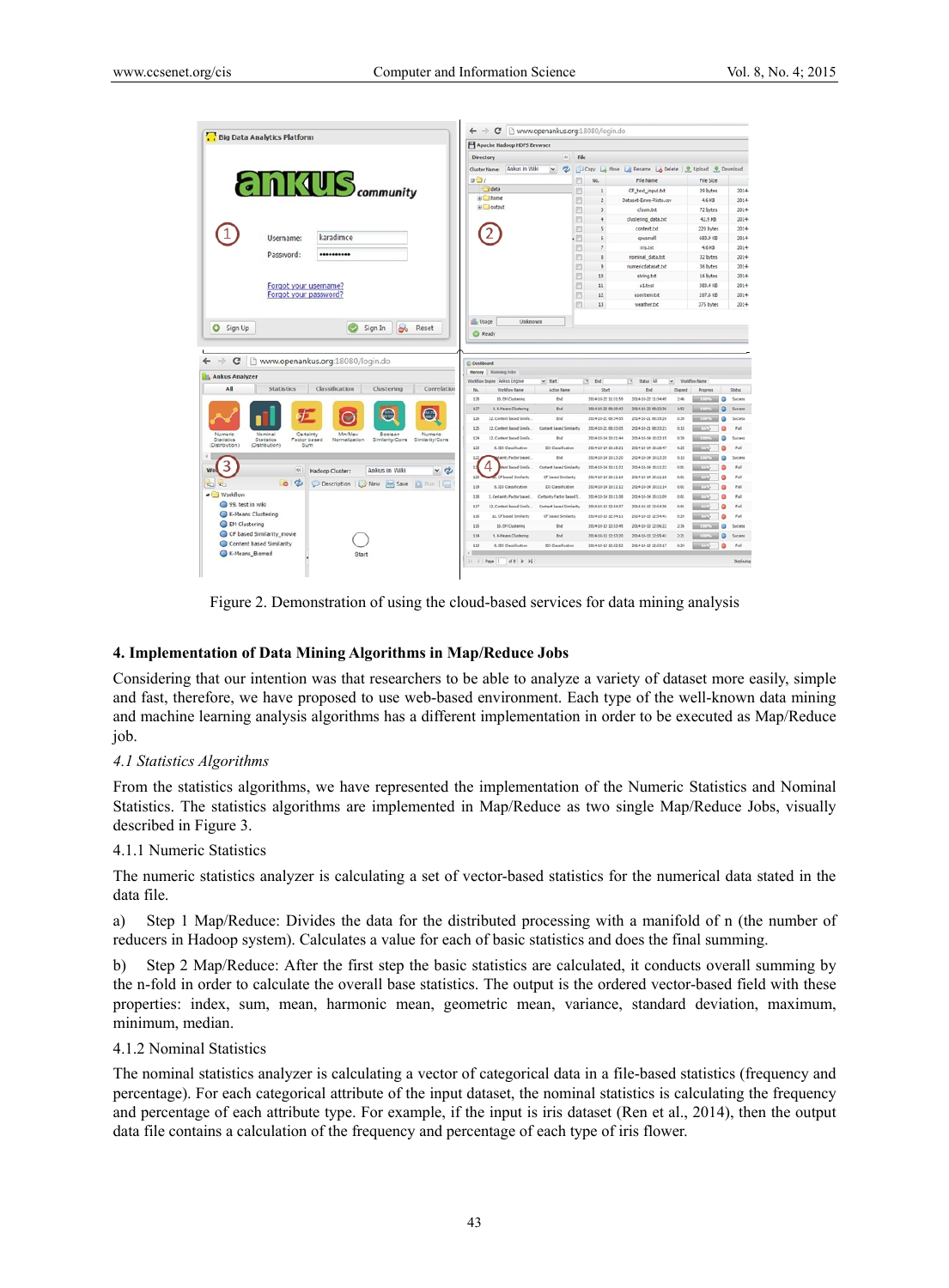Figure 2. Demonstration of using the cloud-based services for data mining analysis

## 4. Implementation of Data Mining Algorithms in Map/Reduce Jobs

Considering that our intention was that researchers to be able to analyze a variety of dataset more easily, simple and fast, therefore, we have proposed to use web-based environment. Each type of the well-known data mining and machine learning analysis algorithms has a different implementation in order to be executed as Map/Reduce job.

### *4.1 Statistics Algorithms*

From the statistics algorithms, we have represented the implementation of the Numeric Statistics and Nominal Statistics. The statistics algorithms are implemented in Map/Reduce as two single Map/Reduce Jobs, visually described in Figure 3.

#### 4.1.1 Numeric Statistics

The numeric statistics analyzer is calculating a set of vector-based statistics for the numerical data stated in the data file.

a) Step 1 Map/Reduce: Divides the data for the distributed processing with a manifold of n (the number of reducers in Hadoop system). Calculates a value for each of basic statistics and does the final summing.

b) Step 2 Map/Reduce: After the first step the basic statistics are calculated, it conducts overall summing by the n-fold in order to calculate the overall base statistics. The output is the ordered vector-based field with these properties: index, sum, mean, harmonic mean, geometric mean, variance, standard deviation, maximum, minimum, median.

#### 4.1.2 Nominal Statistics

The nominal statistics analyzer is calculating a vector of categorical data in a file-based statistics (frequency and percentage). For each categorical attribute of the input dataset, the nominal statistics is calculating the frequency and percentage of each attribute type. For example, if the input is iris dataset (Ren et al., 2014), then the output data file contains a calculation of the frequency and percentage of each type of iris flower.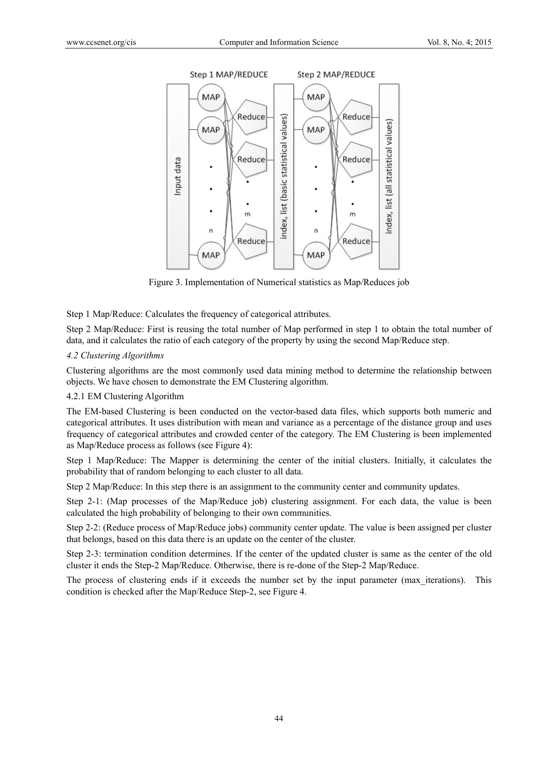Figure 3. Implementation of Numerical statistics as Map/Reduces job

Step 1 Map/Reduce: Calculates the frequency of categorical attributes.

Step 2 Map/Reduce: First is reusing the total number of Map performed in step 1 to obtain the total number of data, and it calculates the ratio of each category of the property by using the second Map/Reduce step.

### *4.2 Clustering Algorithms*

Clustering algorithms are the most commonly used data mining method to determine the relationship between objects. We have chosen to demonstrate the EM Clustering algorithm.

#### 4.2.1 EM Clustering Algorithm

The EM-based Clustering is been conducted on the vector-based data files, which supports both numeric and categorical attributes. It uses distribution with mean and variance as a percentage of the distance group and uses frequency of categorical attributes and crowded center of the category. The EM Clustering is been implemented as Map/Reduce process as follows (see Figure 4):

Step 1 Map/Reduce: The Mapper is determining the center of the initial clusters. Initially, it calculates the probability that of random belonging to each cluster to all data.

Step 2 Map/Reduce: In this step there is an assignment to the community center and community updates.

Step 2-1: (Map processes of the Map/Reduce job) clustering assignment. For each data, the value is been calculated the high probability of belonging to their own communities.

Step 2-2: (Reduce process of Map/Reduce jobs) community center update. The value is been assigned per cluster that belongs, based on this data there is an update on the center of the cluster.

Step 2-3: termination condition determines. If the center of the updated cluster is same as the center of the old cluster it ends the Step-2 Map/Reduce. Otherwise, there is re-done of the Step-2 Map/Reduce.

The process of clustering ends if it exceeds the number set by the input parameter (max_iterations). This condition is checked after the Map/Reduce Step-2, see Figure 4.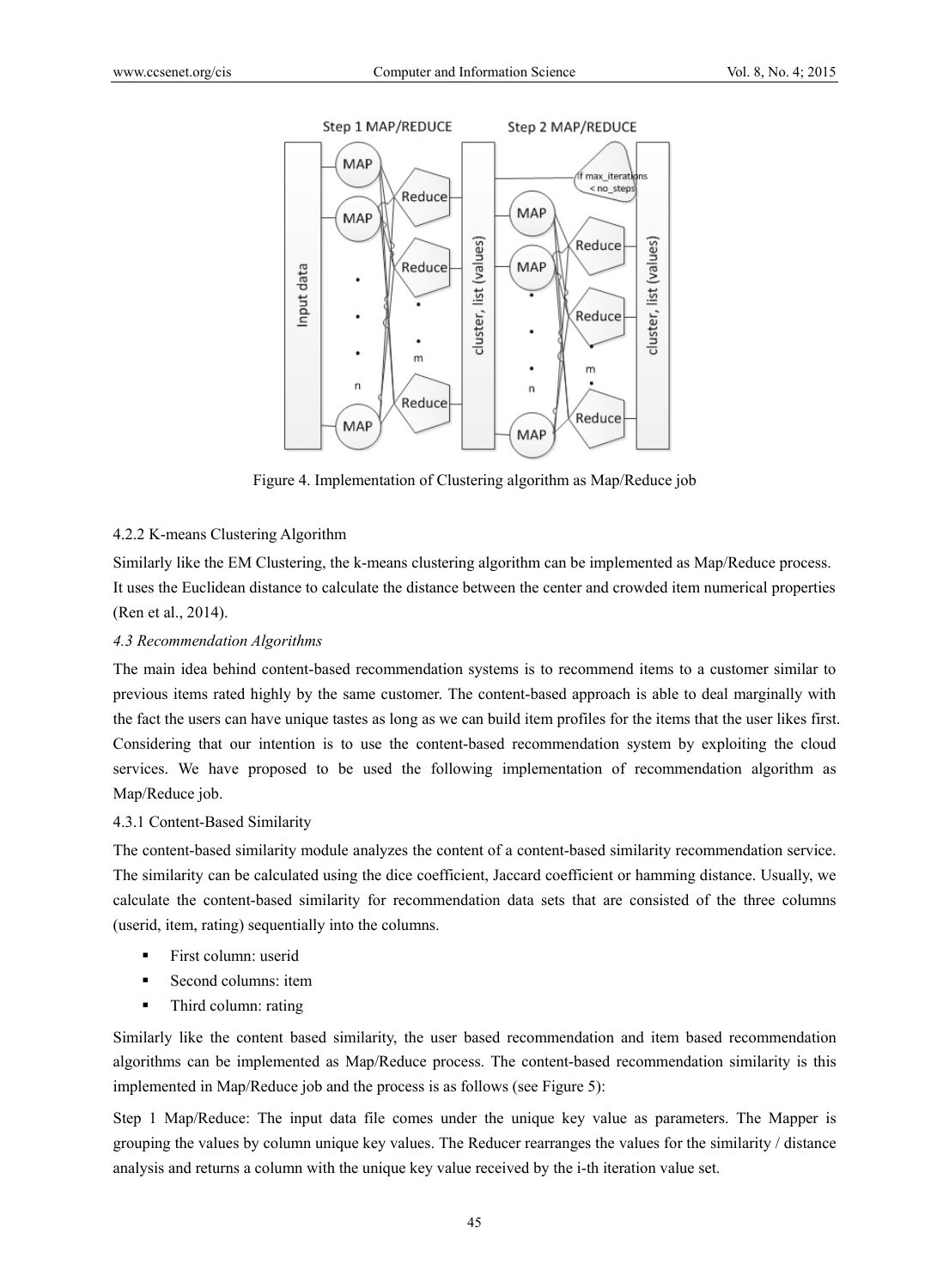Figure 4. Implementation of Clustering algorithm as Map/Reduce job

4.2.2 K-means Clustering Algorithm

Similarly like the EM Clustering, the k-means clustering algorithm can be implemented as Map/Reduce process. It uses the Euclidean distance to calculate the distance between the center and crowded item numerical properties (Ren et al., 2014).

### *4.3 Recommendation Algorithms*

The main idea behind content-based recommendation systems is to recommend items to a customer similar to previous items rated highly by the same customer. The content-based approach is able to deal marginally with the fact the users can have unique tastes as long as we can build item profiles for the items that the user likes first. Considering that our intention is to use the content-based recommendation system by exploiting the cloud services. We have proposed to be used the following implementation of recommendation algorithm as Map/Reduce job.

4.3.1 Content-Based Similarity

The content-based similarity module analyzes the content of a content-based similarity recommendation service. The similarity can be calculated using the dice coefficient, Jaccard coefficient or hamming distance. Usually, we calculate the content-based similarity for recommendation data sets that are consisted of the three columns (userid, item, rating) sequentially into the columns.

- First column: userid
- Second columns: item
- Third column: rating

Similarly like the content based similarity, the user based recommendation and item based recommendation algorithms can be implemented as Map/Reduce process. The content-based recommendation similarity is this implemented in Map/Reduce job and the process is as follows (see Figure 5):

Step 1 Map/Reduce: The input data file comes under the unique key value as parameters. The Mapper is grouping the values by column unique key values. The Reducer rearranges the values for the similarity / distance analysis and returns a column with the unique key value received by the i-th iteration value set.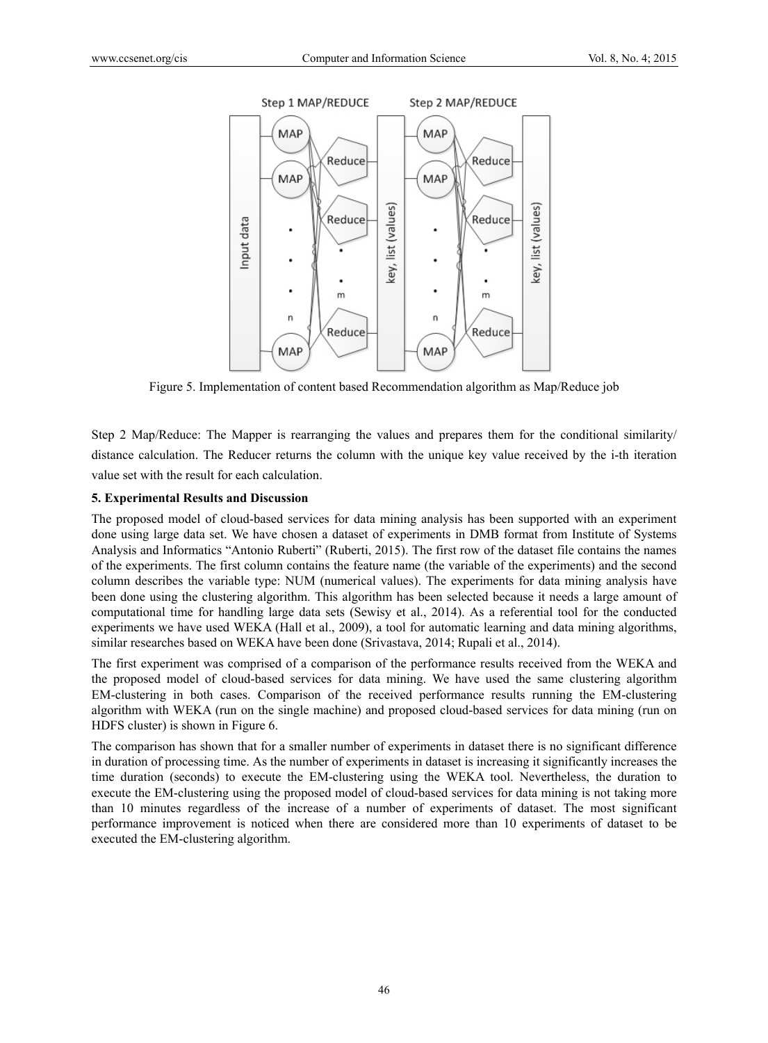Figure 5. Implementation of content based Recommendation algorithm as Map/Reduce job

Step 2 Map/Reduce: The Mapper is rearranging the values and prepares them for the conditional similarity/ distance calculation. The Reducer returns the column with the unique key value received by the i-th iteration value set with the result for each calculation.

**5. Experimental Results and Discussion**

The proposed model of cloud-based services for data mining analysis has been supported with an experiment done using large data set. We have chosen a dataset of experiments in DMB format from Institute of Systems Analysis and Informatics "Antonio Ruberti" (Ruberti, 2015). The first row of the dataset file contains the names of the experiments. The first column contains the feature name (the variable of the experiments) and the second column describes the variable type: NUM (numerical values). The experiments for data mining analysis have been done using the clustering algorithm. This algorithm has been selected because it needs a large amount of computational time for handling large data sets (Sewisy et al., 2014). As a referential tool for the conducted experiments we have used WEKA (Hall et al., 2009), a tool for automatic learning and data mining algorithms, similar researches based on WEKA have been done (Srivastava, 2014; Rupali et al., 2014).

The first experiment was comprised of a comparison of the performance results received from the WEKA and the proposed model of cloud-based services for data mining. We have used the same clustering algorithm EM-clustering in both cases. Comparison of the received performance results running the EM-clustering algorithm with WEKA (run on the single machine) and proposed cloud-based services for data mining (run on HDFS cluster) is shown in Figure 6.

The comparison has shown that for a smaller number of experiments in dataset there is no significant difference in duration of processing time. As the number of experiments in dataset is increasing it significantly increases the time duration (seconds) to execute the EM-clustering using the WEKA tool. Nevertheless, the duration to execute the EM-clustering using the proposed model of cloud-based services for data mining is not taking more than 10 minutes regardless of the increase of a number of experiments of dataset. The most significant performance improvement is noticed when there are considered more than 10 experiments of dataset to be executed the EM-clustering algorithm.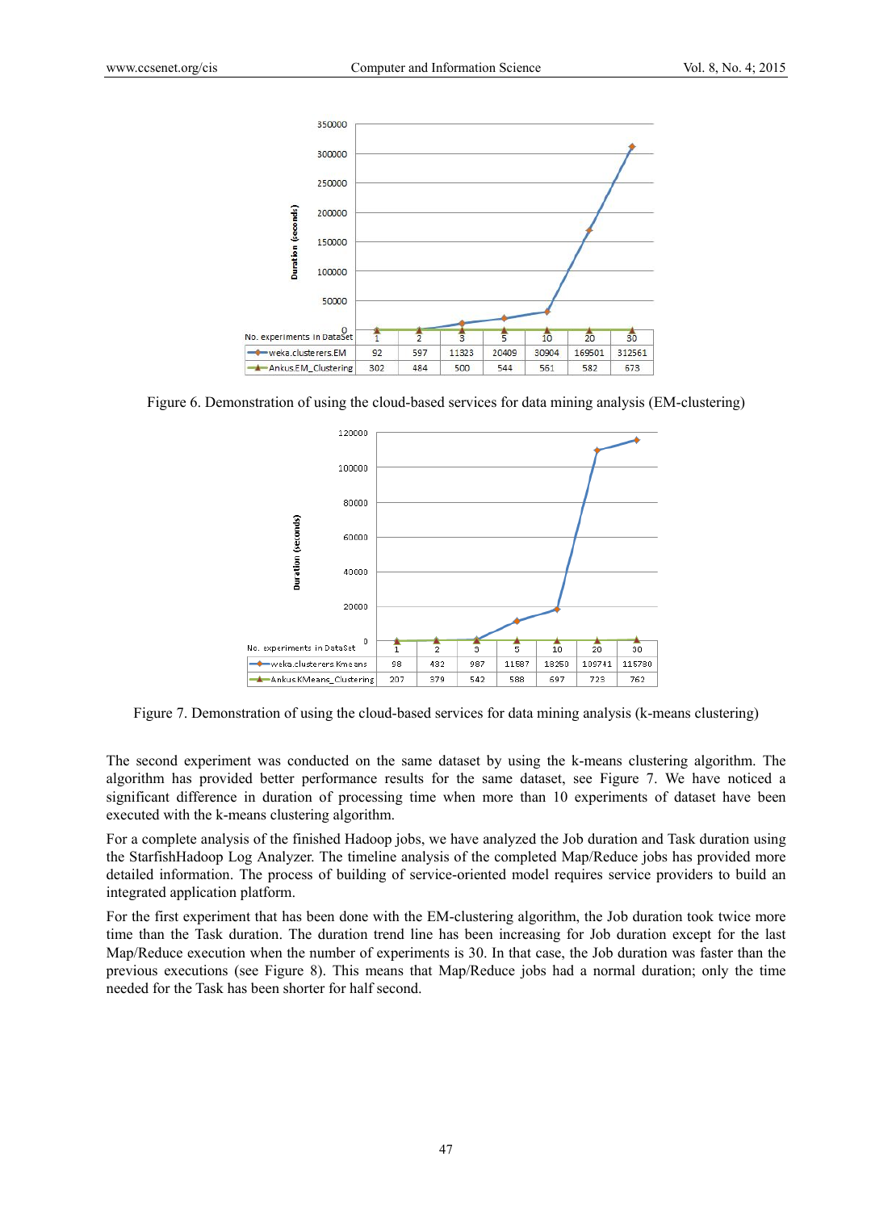| No. experiments in DataSet | 1 | 2 | 3 | 5 | 10 | 20 | 30 |
|---|---|---|---|---|---|---|---|
| weka.clusterers.EM | 92 | 597 | 11323 | 20409 | 30904 | 169501 | 312561 |
| Ankus.EM_Clustering | 302 | 484 | 500 | 544 | 561 | 582 | 673 |

Figure 6. Demonstration of using the cloud-based services for data mining analysis (EM-clustering)

| No. experiments in DataSet | 1 | 2 | 3 | 5 | 10 | 20 | 30 |
|---|---|---|---|---|---|---|---|
| weka.clusterers.Kmeans | 98 | 432 | 987 | 11587 | 18250 | 109741 | 115780 |
| Ankus.KMeans_Clustering | 207 | 379 | 542 | 588 | 697 | 723 | 762 |

Figure 7. Demonstration of using the cloud-based services for data mining analysis (k-means clustering)

The second experiment was conducted on the same dataset by using the k-means clustering algorithm. The algorithm has provided better performance results for the same dataset, see Figure 7. We have noticed a significant difference in duration of processing time when more than 10 experiments of dataset have been executed with the k-means clustering algorithm.

For a complete analysis of the finished Hadoop jobs, we have analyzed the Job duration and Task duration using the StarfishHadoop Log Analyzer. The timeline analysis of the completed Map/Reduce jobs has provided more detailed information. The process of building of service-oriented model requires service providers to build an integrated application platform.

For the first experiment that has been done with the EM-clustering algorithm, the Job duration took twice more time than the Task duration. The duration trend line has been increasing for Job duration except for the last Map/Reduce execution when the number of experiments is 30. In that case, the Job duration was faster than the previous executions (see Figure 8). This means that Map/Reduce jobs had a normal duration; only the time needed for the Task has been shorter for half second.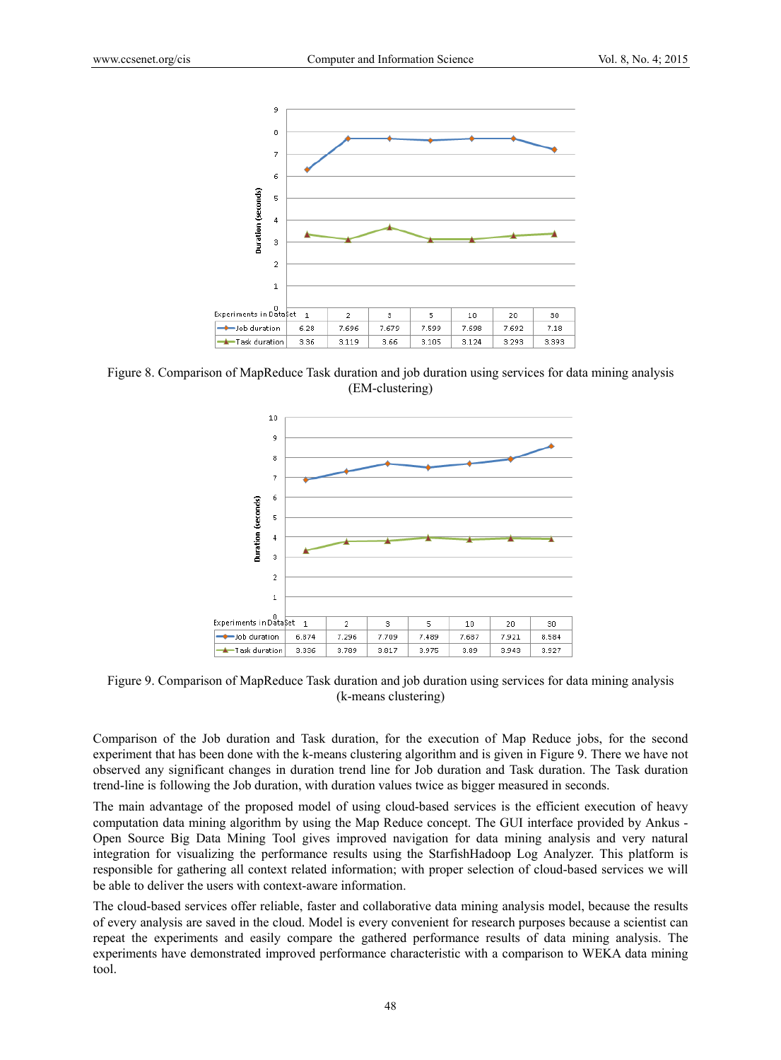| Experiments in DataSet | 1 | 2 | 3 | 5 | 10 | 20 | 30 |
|---|---|---|---|---|---|---|---|
| Job duration | 6.28 | 7.696 | 7.679 | 7.599 | 7.698 | 7.692 | 7.18 |
| Task duration | 3.36 | 3.119 | 3.66 | 3.105 | 3.124 | 3.293 | 3.393 |

Figure 8. Comparison of MapReduce Task duration and job duration using services for data mining analysis (EM-clustering)

| Experiments in DataSet | 1 | 2 | 3 | 5 | 10 | 20 | 30 |
|---|---|---|---|---|---|---|---|
| Job duration | 6.874 | 7.296 | 7.709 | 7.489 | 7.687 | 7.921 | 8.584 |
| Task duration | 3.336 | 3.789 | 3.817 | 3.975 | 3.89 | 3.943 | 3.927 |

Figure 9. Comparison of MapReduce Task duration and job duration using services for data mining analysis (k-means clustering)

Comparison of the Job duration and Task duration, for the execution of Map Reduce jobs, for the second experiment that has been done with the k-means clustering algorithm and is given in Figure 9. There we have not observed any significant changes in duration trend line for Job duration and Task duration. The Task duration trend-line is following the Job duration, with duration values twice as bigger measured in seconds.

The main advantage of the proposed model of using cloud-based services is the efficient execution of heavy computation data mining algorithm by using the Map Reduce concept. The GUI interface provided by Ankus - Open Source Big Data Mining Tool gives improved navigation for data mining analysis and very natural integration for visualizing the performance results using the StarfishHadoop Log Analyzer. This platform is responsible for gathering all context related information; with proper selection of cloud-based services we will be able to deliver the users with context-aware information.

The cloud-based services offer reliable, faster and collaborative data mining analysis model, because the results of every analysis are saved in the cloud. Model is every convenient for research purposes because a scientist can repeat the experiments and easily compare the gathered performance results of data mining analysis. The experiments have demonstrated improved performance characteristic with a comparison to WEKA data mining tool.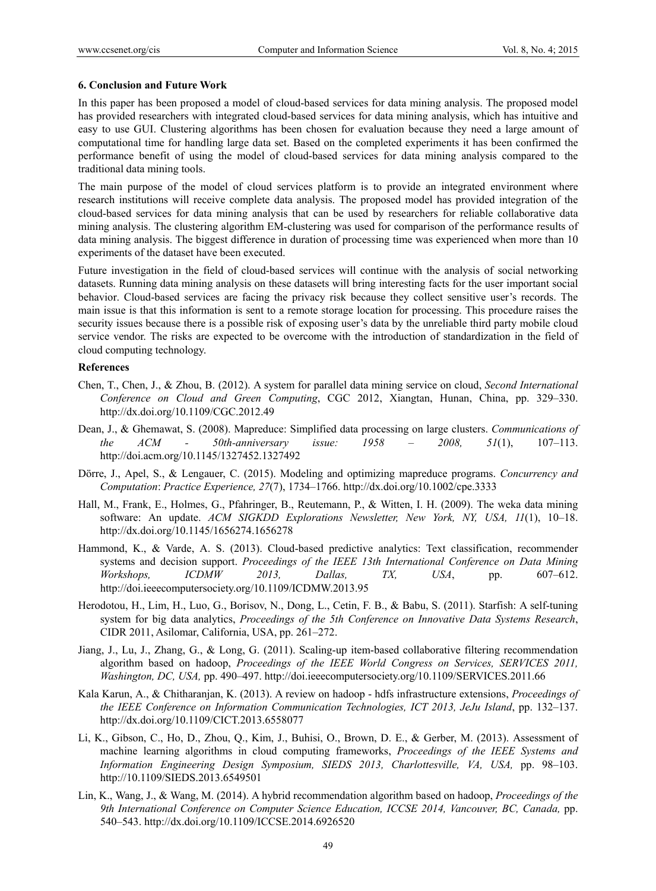## 6. Conclusion and Future Work

In this paper has been proposed a model of cloud-based services for data mining analysis. The proposed model has provided researchers with integrated cloud-based services for data mining analysis, which has intuitive and easy to use GUI. Clustering algorithms has been chosen for evaluation because they need a large amount of computational time for handling large data set. Based on the completed experiments it has been confirmed the performance benefit of using the model of cloud-based services for data mining analysis compared to the traditional data mining tools.

The main purpose of the model of cloud services platform is to provide an integrated environment where research institutions will receive complete data analysis. The proposed model has provided integration of the cloud-based services for data mining analysis that can be used by researchers for reliable collaborative data mining analysis. The clustering algorithm EM-clustering was used for comparison of the performance results of data mining analysis. The biggest difference in duration of processing time was experienced when more than 10 experiments of the dataset have been executed.

Future investigation in the field of cloud-based services will continue with the analysis of social networking datasets. Running data mining analysis on these datasets will bring interesting facts for the user important social behavior. Cloud-based services are facing the privacy risk because they collect sensitive user's records. The main issue is that this information is sent to a remote storage location for processing. This procedure raises the security issues because there is a possible risk of exposing user's data by the unreliable third party mobile cloud service vendor. The risks are expected to be overcome with the introduction of standardization in the field of cloud computing technology.

## References

Chen, T., Chen, J., & Zhou, B. (2012). A system for parallel data mining service on cloud, *Second International Conference on Cloud and Green Computing*, CGC 2012, Xiangtan, Hunan, China, pp. 329–330. http://dx.doi.org/10.1109/CGC.2012.49

Dean, J., & Ghemawat, S. (2008). Mapreduce: Simplified data processing on large clusters. *Communications of the ACM - 50th-anniversary issue: 1958 – 2008, 51*(1), 107–113. http://doi.acm.org/10.1145/1327452.1327492

Dörre, J., Apel, S., & Lengauer, C. (2015). Modeling and optimizing mapreduce programs. *Concurrency and Computation*: *Practice Experience, 27*(7), 1734–1766. http://dx.doi.org/10.1002/cpe.3333

Hall, M., Frank, E., Holmes, G., Pfahringer, B., Reutemann, P., & Witten, I. H. (2009). The weka data mining software: An update. *ACM SIGKDD Explorations Newsletter, New York, NY, USA, 11*(1), 10–18. http://dx.doi.org/10.1145/1656274.1656278

Hammond, K., & Varde, A. S. (2013). Cloud-based predictive analytics: Text classification, recommender systems and decision support. *Proceedings of the IEEE 13th International Conference on Data Mining Workshops, ICDMW 2013, Dallas, TX, USA*, pp. 607–612. http://doi.ieeecomputersociety.org/10.1109/ICDMW.2013.95

Herodotou, H., Lim, H., Luo, G., Borisov, N., Dong, L., Cetin, F. B., & Babu, S. (2011). Starfish: A self-tuning system for big data analytics, *Proceedings of the 5th Conference on Innovative Data Systems Research*, CIDR 2011, Asilomar, California, USA, pp. 261–272.

Jiang, J., Lu, J., Zhang, G., & Long, G. (2011). Scaling-up item-based collaborative filtering recommendation algorithm based on hadoop, *Proceedings of the IEEE World Congress on Services, SERVICES 2011, Washington, DC, USA,* pp. 490–497. http://doi.ieeecomputersociety.org/10.1109/SERVICES.2011.66

Kala Karun, A., & Chitharanjan, K. (2013). A review on hadoop - hdfs infrastructure extensions, *Proceedings of the IEEE Conference on Information Communication Technologies, ICT 2013, JeJu Island*, pp. 132–137. http://dx.doi.org/10.1109/CICT.2013.6558077

Li, K., Gibson, C., Ho, D., Zhou, Q., Kim, J., Buhisi, O., Brown, D. E., & Gerber, M. (2013). Assessment of machine learning algorithms in cloud computing frameworks, *Proceedings of the IEEE Systems and Information Engineering Design Symposium, SIEDS 2013, Charlottesville, VA, USA,* pp. 98–103. http://10.1109/SIEDS.2013.6549501

Lin, K., Wang, J., & Wang, M. (2014). A hybrid recommendation algorithm based on hadoop, *Proceedings of the 9th International Conference on Computer Science Education, ICCSE 2014, Vancouver, BC, Canada,* pp. 540–543. http://dx.doi.org/10.1109/ICCSE.2014.6926520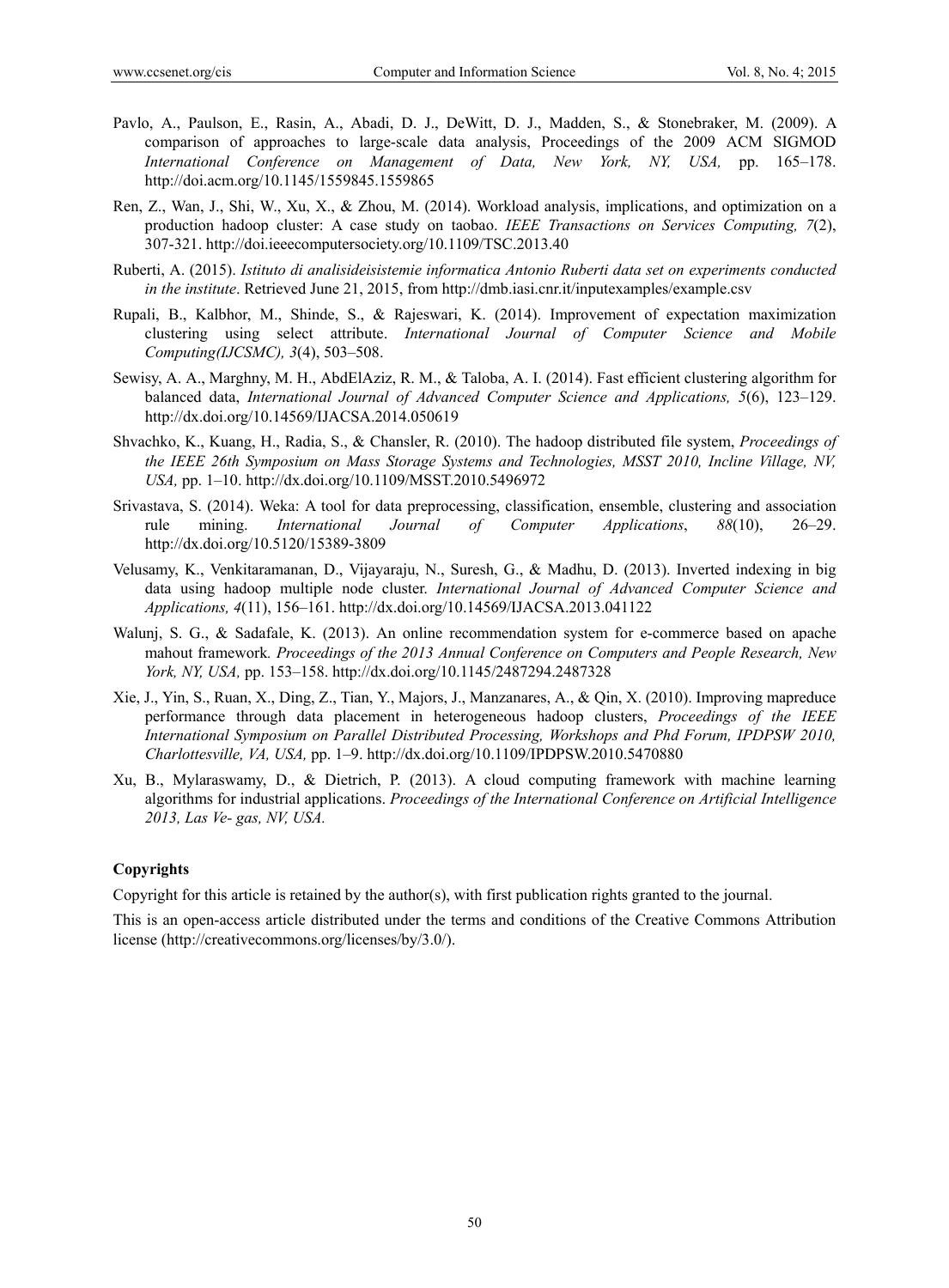Pavlo, A., Paulson, E., Rasin, A., Abadi, D. J., DeWitt, D. J., Madden, S., & Stonebraker, M. (2009). A comparison of approaches to large-scale data analysis, Proceedings of the 2009 ACM SIGMOD *International Conference on Management of Data, New York, NY, USA,* pp. 165–178. http://doi.acm.org/10.1145/1559845.1559865

Ren, Z., Wan, J., Shi, W., Xu, X., & Zhou, M. (2014). Workload analysis, implications, and optimization on a production hadoop cluster: A case study on taobao. *IEEE Transactions on Services Computing, 7*(2), 307-321. http://doi.ieeecomputersociety.org/10.1109/TSC.2013.40

Ruberti, A. (2015). *Istituto di analisideisistemie informatica Antonio Ruberti data set on experiments conducted in the institute*. Retrieved June 21, 2015, from http://dmb.iasi.cnr.it/inputexamples/example.csv

Rupali, B., Kalbhor, M., Shinde, S., & Rajeswari, K. (2014). Improvement of expectation maximization clustering using select attribute. *International Journal of Computer Science and Mobile Computing(IJCSMC), 3*(4), 503–508.

Sewisy, A. A., Marghny, M. H., AbdElAziz, R. M., & Taloba, A. I. (2014). Fast efficient clustering algorithm for balanced data, *International Journal of Advanced Computer Science and Applications, 5*(6), 123–129. http://dx.doi.org/10.14569/IJACSA.2014.050619

Shvachko, K., Kuang, H., Radia, S., & Chansler, R. (2010). The hadoop distributed file system, *Proceedings of the IEEE 26th Symposium on Mass Storage Systems and Technologies, MSST 2010, Incline Village, NV, USA,* pp. 1–10. http://dx.doi.org/10.1109/MSST.2010.5496972

Srivastava, S. (2014). Weka: A tool for data preprocessing, classification, ensemble, clustering and association rule mining. *International Journal of Computer Applications*, *88*(10), 26–29. http://dx.doi.org/10.5120/15389-3809

Velusamy, K., Venkitaramanan, D., Vijayaraju, N., Suresh, G., & Madhu, D. (2013). Inverted indexing in big data using hadoop multiple node cluster. *International Journal of Advanced Computer Science and Applications, 4*(11), 156–161. http://dx.doi.org/10.14569/IJACSA.2013.041122

Walunj, S. G., & Sadafale, K. (2013). An online recommendation system for e-commerce based on apache mahout framework. *Proceedings of the 2013 Annual Conference on Computers and People Research, New York, NY, USA,* pp. 153–158. http://dx.doi.org/10.1145/2487294.2487328

Xie, J., Yin, S., Ruan, X., Ding, Z., Tian, Y., Majors, J., Manzanares, A., & Qin, X. (2010). Improving mapreduce performance through data placement in heterogeneous hadoop clusters, *Proceedings of the IEEE International Symposium on Parallel Distributed Processing, Workshops and Phd Forum, IPDPSW 2010, Charlottesville, VA, USA,* pp. 1–9. http://dx.doi.org/10.1109/IPDPSW.2010.5470880

Xu, B., Mylaraswamy, D., & Dietrich, P. (2013). A cloud computing framework with machine learning algorithms for industrial applications. *Proceedings of the International Conference on Artificial Intelligence 2013, Las Ve- gas, NV, USA.*

**Copyrights**

Copyright for this article is retained by the author(s), with first publication rights granted to the journal.

This is an open-access article distributed under the terms and conditions of the Creative Commons Attribution license (http://creativecommons.org/licenses/by/3.0/).